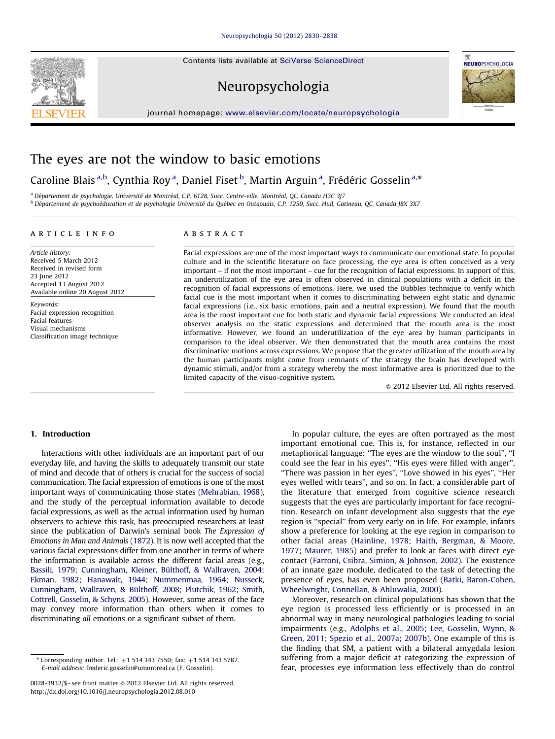# The eyes are not the window to basic emotions

Caroline Blais [a,b], Cynthia Roy [a], Daniel Fiset [b], Martin Arguin [a], Frédéric Gosselin [a,*]

[a] Département de psychologie, Université de Montréal, C.P. 6128, Succ. Centre-ville, Montréal, QC, Canada H3C 3J7

[b] Département de psychoéducation et de psychologie Université du Québec en Outaouais, C.P. 1250, Succ. Hull, Gatineau, QC, Canada J8X 3X7

## ARTICLE INFO

*Article history:*
Received 5 March 2012
Received in revised form
23 June 2012
Accepted 13 August 2012
Available online 20 August 2012

*Keywords:*
Facial expression recognition
Facial features
Visual mechanisms
Classification image technique

## ABSTRACT

Facial expressions are one of the most important ways to communicate our emotional state. In popular culture and in the scientific literature on face processing, the eye area is often conceived as a very important – if not the most important – cue for the recognition of facial expressions. In support of this, an underutilization of the eye area is often observed in clinical populations with a deficit in the recognition of facial expressions of emotions. Here, we used the Bubbles technique to verify which facial cue is the most important when it comes to discriminating between eight static and dynamic facial expressions (i.e., six basic emotions, pain and a neutral expression). We found that the mouth area is the most important cue for both static and dynamic facial expressions. We conducted an ideal observer analysis on the static expressions and determined that the mouth area is the most informative. However, we found an underutilization of the eye area by human participants in comparison to the ideal observer. We then demonstrated that the mouth area contains the most discriminative motions across expressions. We propose that the greater utilization of the mouth area by the human participants might come from remnants of the strategy the brain has developed with dynamic stimuli, and/or from a strategy whereby the most informative area is prioritized due to the limited capacity of the visuo-cognitive system.

© 2012 Elsevier Ltd. All rights reserved.

## 1. Introduction

Interactions with other individuals are an important part of our everyday life, and having the skills to adequately transmit our state of mind and decode that of others is crucial for the success of social communication. The facial expression of emotions is one of the most important ways of communicating those states (Mehrabian, 1968), and the study of the perceptual information available to decode facial expressions, as well as the actual information used by human observers to achieve this task, has preoccupied researchers at least since the publication of Darwin's seminal book *The Expression of Emotions in Man and Animals* (1872). It is now well accepted that the various facial expressions differ from one another in terms of where the information is available across the different facial areas (e.g., Bassili, 1979; Cunningham, Kleiner, Bülthoff, & Wallraven, 2004; Ekman, 1982; Hanawalt, 1944; Nummenmaa, 1964; Nusseck, Cunningham, Wallraven, & Bülthoff, 2008; Plutchik, 1962; Smith, Cottrell, Gosselin, & Schyns, 2005). However, some areas of the face may convey more information than others when it comes to discriminating *all* emotions or a significant subset of them.

In popular culture, the eyes are often portrayed as the most important emotional cue. This is, for instance, reflected in our metaphorical language: "The eyes are the window to the soul", "I could see the fear in his eyes", "His eyes were filled with anger", "There was passion in her eyes", "Love showed in his eyes", "Her eyes welled with tears", and so on. In fact, a considerable part of the literature that emerged from cognitive science research suggests that the eyes are particularly important for face recognition. Research on infant development also suggests that the eye region is "special" from very early on in life. For example, infants show a preference for looking at the eye region in comparison to other facial areas (Hainline, 1978; Haith, Bergman, & Moore, 1977; Maurer, 1985) and prefer to look at faces with direct eye contact (Farroni, Csibra, Simion, & Johnson, 2002). The existence of an innate gaze module, dedicated to the task of detecting the presence of eyes, has even been proposed (Batki, Baron-Cohen, Wheelwright, Connellan, & Ahluwalia, 2000).

Moreover, research on clinical populations has shown that the eye region is processed less efficiently or is processed in an abnormal way in many neurological pathologies leading to social impairments (e.g., Adolphs et al., 2005; Lee, Gosselin, Wynn, & Green, 2011; Spezio et al., 2007a; 2007b). One example of this is the finding that SM, a patient with a bilateral amygdala lesion suffering from a major deficit at categorizing the expression of fear, processes eye information less effectively than do control

* Corresponding author. Tel.: +1 514 343 7550; fax: +1 514 343 5787.
E-mail address: frederic.gosselin@umontreal.ca (F. Gosselin).

0028-3932/$ - see front matter © 2012 Elsevier Ltd. All rights reserved.
http://dx.doi.org/10.1016/j.neuropsychologia.2012.08.010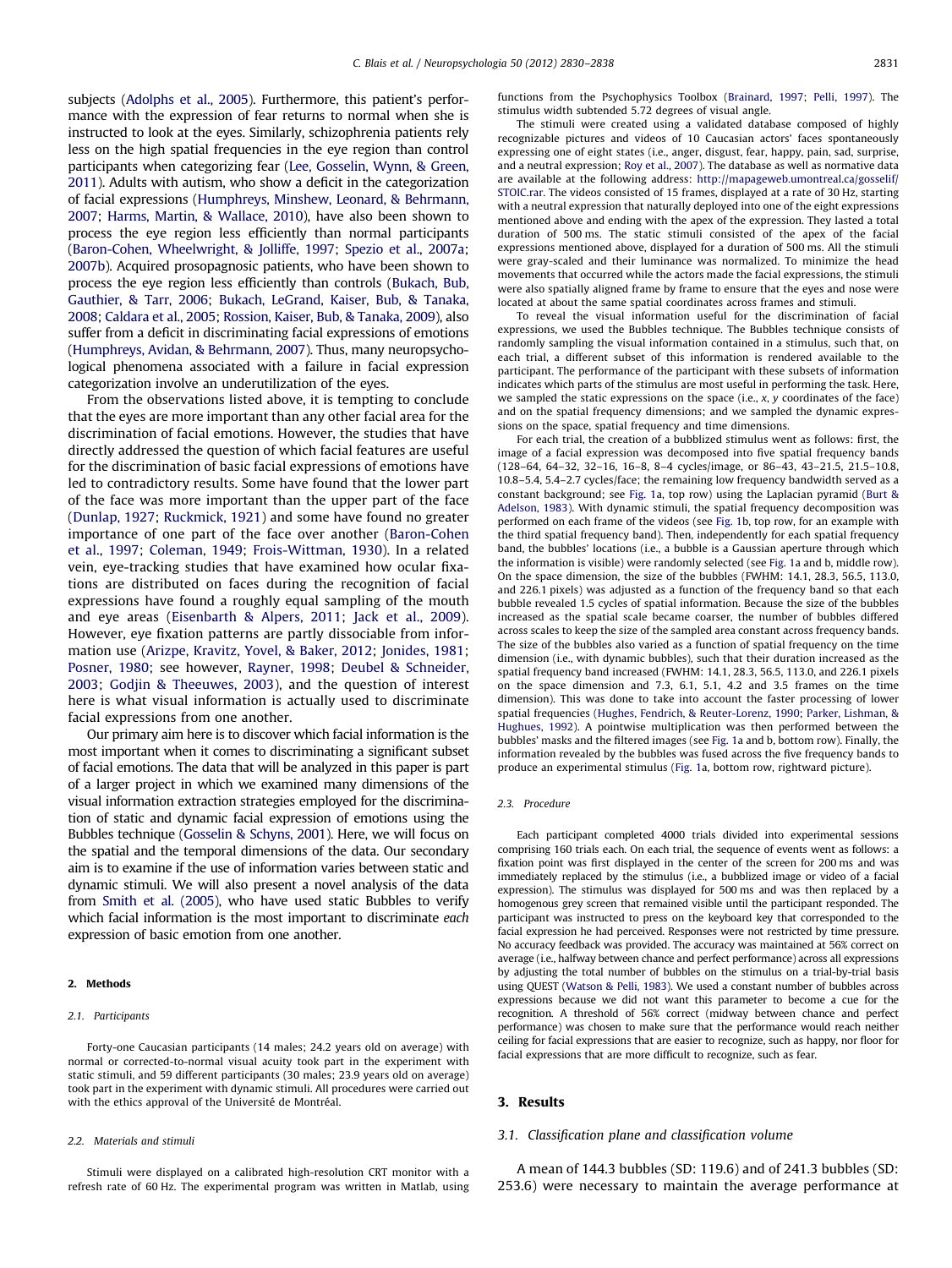subjects (Adolphs et al., 2005). Furthermore, this patient's performance with the expression of fear returns to normal when she is instructed to look at the eyes. Similarly, schizophrenia patients rely less on the high spatial frequencies in the eye region than control participants when categorizing fear (Lee, Gosselin, Wynn, & Green, 2011). Adults with autism, who show a deficit in the categorization of facial expressions (Humphreys, Minshew, Leonard, & Behrmann, 2007; Harms, Martin, & Wallace, 2010), have also been shown to process the eye region less efficiently than normal participants (Baron-Cohen, Wheelwright, & Jolliffe, 1997; Spezio et al., 2007a; 2007b). Acquired prosopagnosic patients, who have been shown to process the eye region less efficiently than controls (Bukach, Bub, Gauthier, & Tarr, 2006; Bukach, LeGrand, Kaiser, Bub, & Tanaka, 2008; Caldara et al., 2005; Rossion, Kaiser, Bub, & Tanaka, 2009), also suffer from a deficit in discriminating facial expressions of emotions (Humphreys, Avidan, & Behrmann, 2007). Thus, many neuropsychological phenomena associated with a failure in facial expression categorization involve an underutilization of the eyes.

From the observations listed above, it is tempting to conclude that the eyes are more important than any other facial area for the discrimination of facial emotions. However, the studies that have directly addressed the question of which facial features are useful for the discrimination of basic facial expressions of emotions have led to contradictory results. Some have found that the lower part of the face was more important than the upper part of the face (Dunlap, 1927; Ruckmick, 1921) and some have found no greater importance of one part of the face over another (Baron-Cohen et al., 1997; Coleman, 1949; Frois-Wittman, 1930). In a related vein, eye-tracking studies that have examined how ocular fixations are distributed on faces during the recognition of facial expressions have found a roughly equal sampling of the mouth and eye areas (Eisenbarth & Alpers, 2011; Jack et al., 2009). However, eye fixation patterns are partly dissociable from information use (Arizpe, Kravitz, Yovel, & Baker, 2012; Jonides, 1981; Posner, 1980; see however, Rayner, 1998; Deubel & Schneider, 2003; Godjin & Theeuwes, 2003), and the question of interest here is what visual information is actually used to discriminate facial expressions from one another.

Our primary aim here is to discover which facial information is the most important when it comes to discriminating a significant subset of facial emotions. The data that will be analyzed in this paper is part of a larger project in which we examined many dimensions of the visual information extraction strategies employed for the discrimination of static and dynamic facial expression of emotions using the Bubbles technique (Gosselin & Schyns, 2001). Here, we will focus on the spatial and the temporal dimensions of the data. Our secondary aim is to examine if the use of information varies between static and dynamic stimuli. We will also present a novel analysis of the data from Smith et al. (2005), who have used static Bubbles to verify which facial information is the most important to discriminate *each* expression of basic emotion from one another.

## 2. Methods

### 2.1. Participants

Forty-one Caucasian participants (14 males; 24.2 years old on average) with normal or corrected-to-normal visual acuity took part in the experiment with static stimuli, and 59 different participants (30 males; 23.9 years old on average) took part in the experiment with dynamic stimuli. All procedures were carried out with the ethics approval of the Université de Montréal.

### 2.2. Materials and stimuli

Stimuli were displayed on a calibrated high-resolution CRT monitor with a refresh rate of 60 Hz. The experimental program was written in Matlab, using functions from the Psychophysics Toolbox (Brainard, 1997; Pelli, 1997). The stimulus width subtended 5.72 degrees of visual angle.

The stimuli were created using a validated database composed of highly recognizable pictures and videos of 10 Caucasian actors' faces spontaneously expressing one of eight states (i.e., anger, disgust, fear, happy, pain, sad, surprise, and a neutral expression; Roy et al., 2007). The database as well as normative data are available at the following address: http://mapageweb.umontreal.ca/gosselif/STOIC.rar. The videos consisted of 15 frames, displayed at a rate of 30 Hz, starting with a neutral expression that naturally deployed into one of the eight expressions mentioned above and ending with the apex of the expression. They lasted a total duration of 500 ms. The static stimuli consisted of the apex of the facial expressions mentioned above, displayed for a duration of 500 ms. All the stimuli were gray-scaled and their luminance was normalized. To minimize the head movements that occurred while the actors made the facial expressions, the stimuli were also spatially aligned frame by frame to ensure that the eyes and nose were located at about the same spatial coordinates across frames and stimuli.

To reveal the visual information useful for the discrimination of facial expressions, we used the Bubbles technique. The Bubbles technique consists of randomly sampling the visual information contained in a stimulus, such that, on each trial, a different subset of this information is rendered available to the participant. The performance of the participant with these subsets of information indicates which parts of the stimulus are most useful in performing the task. Here, we sampled the static expressions on the space (i.e., *x*, *y* coordinates of the face) and on the spatial frequency dimensions; and we sampled the dynamic expressions on the space, spatial frequency and time dimensions.

For each trial, the creation of a bubblized stimulus went as follows: first, the image of a facial expression was decomposed into five spatial frequency bands (128–64, 64–32, 32–16, 16–8, 8–4 cycles/image, or 86–43, 43–21.5, 21.5–10.8, 10.8–5.4, 5.4–2.7 cycles/face; the remaining low frequency bandwidth served as a constant background; see Fig. 1a, top row) using the Laplacian pyramid (Burt & Adelson, 1983). With dynamic stimuli, the spatial frequency decomposition was performed on each frame of the videos (see Fig. 1b, top row, for an example with the third spatial frequency band). Then, independently for each spatial frequency band, the bubbles' locations (i.e., a bubble is a Gaussian aperture through which the information is visible) were randomly selected (see Fig. 1a and b, middle row). On the space dimension, the size of the bubbles (FWHM: 14.1, 28.3, 56.5, 113.0, and 226.1 pixels) was adjusted as a function of the frequency band so that each bubble revealed 1.5 cycles of spatial information. Because the size of the bubbles increased as the spatial scale became coarser, the number of bubbles differed across scales to keep the size of the sampled area constant across frequency bands. The size of the bubbles also varied as a function of spatial frequency on the time dimension (i.e., with dynamic bubbles), such that their duration increased as the spatial frequency band increased (FWHM: 14.1, 28.3, 56.5, 113.0, and 226.1 pixels on the space dimension and 7.3, 6.1, 5.1, 4.2 and 3.5 frames on the time dimension). This was done to take into account the faster processing of lower spatial frequencies (Hughes, Fendrich, & Reuter-Lorenz, 1990; Parker, Lishman, & Hughues, 1992). A pointwise multiplication was then performed between the bubbles' masks and the filtered images (see Fig. 1a and b, bottom row). Finally, the information revealed by the bubbles was fused across the five frequency bands to produce an experimental stimulus (Fig. 1a, bottom row, rightward picture).

### 2.3. Procedure

Each participant completed 4000 trials divided into experimental sessions comprising 160 trials each. On each trial, the sequence of events went as follows: a fixation point was first displayed in the center of the screen for 200 ms and was immediately replaced by the stimulus (i.e., a bubblized image or video of a facial expression). The stimulus was displayed for 500 ms and was then replaced by a homogenous grey screen that remained visible until the participant responded. The participant was instructed to press on the keyboard key that corresponded to the facial expression he had perceived. Responses were not restricted by time pressure. No accuracy feedback was provided. The accuracy was maintained at 56% correct on average (i.e., halfway between chance and perfect performance) across all expressions by adjusting the total number of bubbles on the stimulus on a trial-by-trial basis using QUEST (Watson & Pelli, 1983). We used a constant number of bubbles across expressions because we did not want this parameter to become a cue for the recognition. A threshold of 56% correct (midway between chance and perfect performance) was chosen to make sure that the performance would reach neither ceiling for facial expressions that are easier to recognize, such as happy, nor floor for facial expressions that are more difficult to recognize, such as fear.

## 3. Results

### 3.1. Classification plane and classification volume

A mean of 144.3 bubbles (SD: 119.6) and of 241.3 bubbles (SD: 253.6) were necessary to maintain the average performance at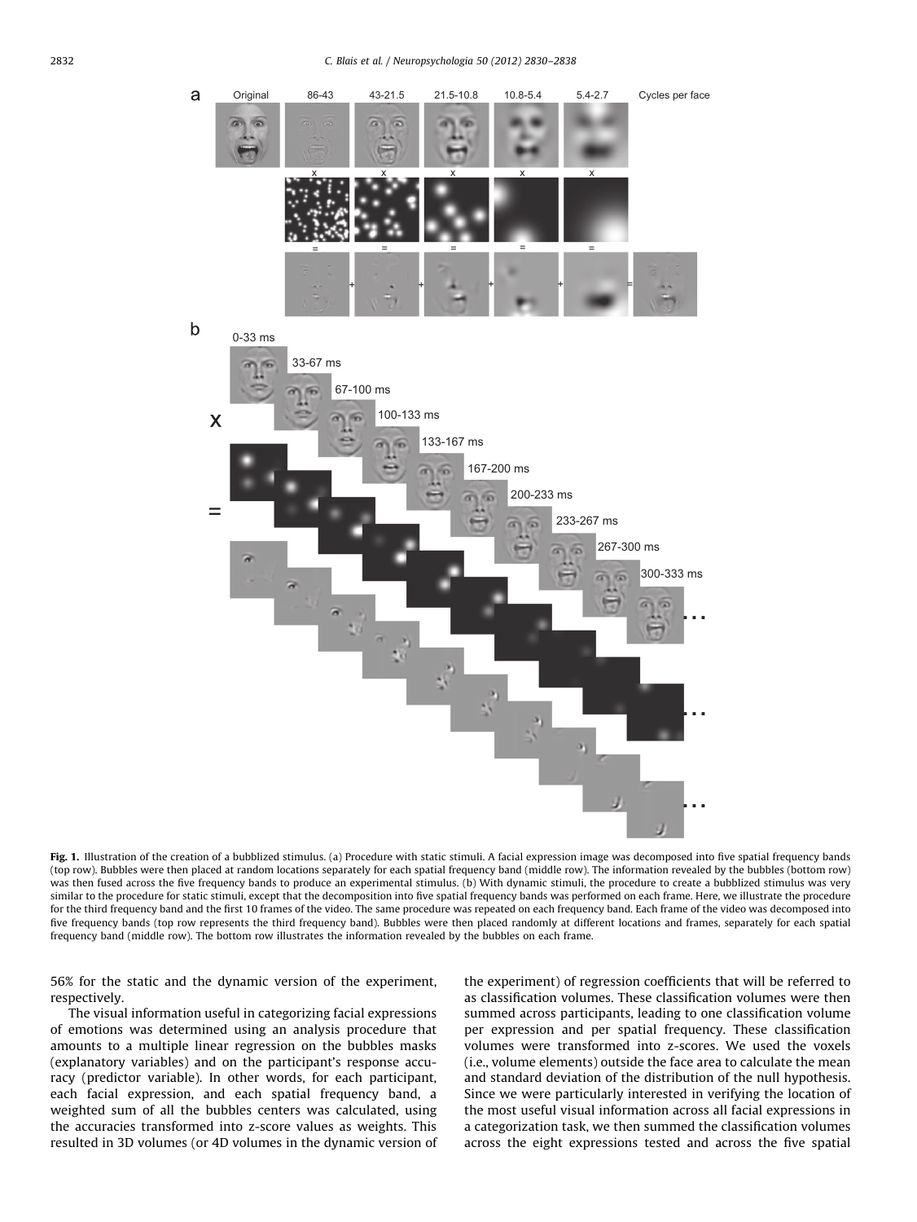a

Original | 86-43 | 43-21.5 | 21.5-10.8 | 10.8-5.4 | 5.4-2.7 | Cycles per face

b

0-33 ms
33-67 ms
67-100 ms
100-133 ms
133-167 ms
167-200 ms
200-233 ms
233-267 ms
267-300 ms
300-333 ms

**Fig. 1.** Illustration of the creation of a bubblized stimulus. (a) Procedure with static stimuli. A facial expression image was decomposed into five spatial frequency bands (top row). Bubbles were then placed at random locations separately for each spatial frequency band (middle row). The information revealed by the bubbles (bottom row) was then fused across the five frequency bands to produce an experimental stimulus. (b) With dynamic stimuli, the procedure to create a bubblized stimulus was very similar to the procedure for static stimuli, except that the decomposition into five spatial frequency bands was performed on each frame. Here, we illustrate the procedure for the third frequency band and the first 10 frames of the video. The same procedure was repeated on each frequency band. Each frame of the video was decomposed into five frequency bands (top row represents the third frequency band). Bubbles were then placed randomly at different locations and frames, separately for each spatial frequency band (middle row). The bottom row illustrates the information revealed by the bubbles on each frame.

56% for the static and the dynamic version of the experiment, respectively.

The visual information useful in categorizing facial expressions of emotions was determined using an analysis procedure that amounts to a multiple linear regression on the bubbles masks (explanatory variables) and on the participant's response accuracy (predictor variable). In other words, for each participant, each facial expression, and each spatial frequency band, a weighted sum of all the bubbles centers was calculated, using the accuracies transformed into z-score values as weights. This resulted in 3D volumes (or 4D volumes in the dynamic version of the experiment) of regression coefficients that will be referred to as classification volumes. These classification volumes were then summed across participants, leading to one classification volume per expression and per spatial frequency. These classification volumes were transformed into z-scores. We used the voxels (i.e., volume elements) outside the face area to calculate the mean and standard deviation of the distribution of the null hypothesis. Since we were particularly interested in verifying the location of the most useful visual information across all facial expressions in a categorization task, we then summed the classification volumes across the eight expressions tested and across the five spatial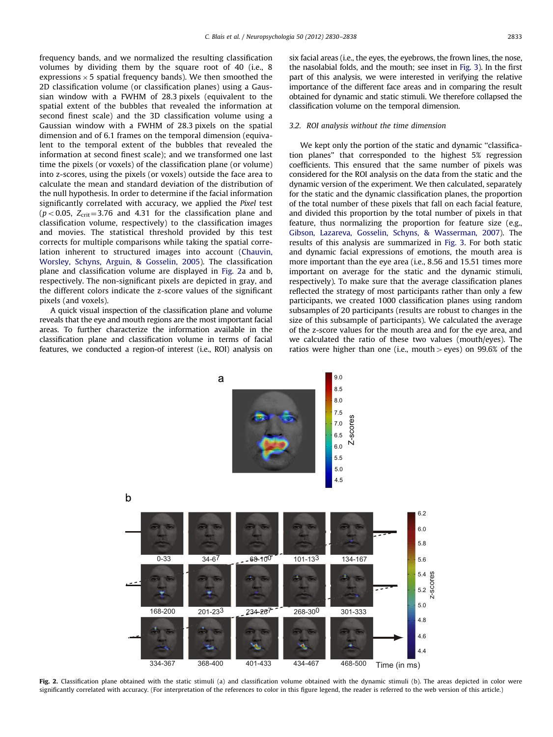frequency bands, and we normalized the resulting classification volumes by dividing them by the square root of 40 (i.e., 8 expressions × 5 spatial frequency bands). We then smoothed the 2D classification volume (or classification planes) using a Gaussian window with a FWHM of 28.3 pixels (equivalent to the spatial extent of the bubbles that revealed the information at second finest scale) and the 3D classification volume using a Gaussian window with a FWHM of 28.3 pixels on the spatial dimension and of 6.1 frames on the temporal dimension (equivalent to the temporal extent of the bubbles that revealed the information at second finest scale); and we transformed one last time the pixels (or voxels) of the classification plane (or volume) into z-scores, using the pixels (or voxels) outside the face area to calculate the mean and standard deviation of the distribution of the null hypothesis. In order to determine if the facial information significantly correlated with accuracy, we applied the *Pixel* test ($p<0.05$, $Z_{crit}=3.76$ and 4.31 for the classification plane and classification volume, respectively) to the classification images and movies. The statistical threshold provided by this test corrects for multiple comparisons while taking the spatial correlation inherent to structured images into account (Chauvin, Worsley, Schyns, Arguin, & Gosselin, 2005). The classification plane and classification volume are displayed in Fig. 2a and b, respectively. The non-significant pixels are depicted in gray, and the different colors indicate the z-score values of the significant pixels (and voxels).

A quick visual inspection of the classification plane and volume reveals that the eye and mouth regions are the most important facial areas. To further characterize the information available in the classification plane and classification volume in terms of facial features, we conducted a region-of interest (i.e., ROI) analysis on six facial areas (i.e., the eyes, the eyebrows, the frown lines, the nose, the nasolabial folds, and the mouth; see inset in Fig. 3). In the first part of this analysis, we were interested in verifying the relative importance of the different face areas and in comparing the result obtained for dynamic and static stimuli. We therefore collapsed the classification volume on the temporal dimension.

### 3.2. ROI analysis without the time dimension

We kept only the portion of the static and dynamic "classification planes" that corresponded to the highest 5% regression coefficients. This ensured that the same number of pixels was considered for the ROI analysis on the data from the static and the dynamic version of the experiment. We then calculated, separately for the static and the dynamic classification planes, the proportion of the total number of these pixels that fall on each facial feature, and divided this proportion by the total number of pixels in that feature, thus normalizing the proportion for feature size (e.g., Gibson, Lazareva, Gosselin, Schyns, & Wasserman, 2007). The results of this analysis are summarized in Fig. 3. For both static and dynamic facial expressions of emotions, the mouth area is more important than the eye area (i.e., 8.56 and 15.51 times more important on average for the static and the dynamic stimuli, respectively). To make sure that the average classification planes reflected the strategy of most participants rather than only a few participants, we created 1000 classification planes using random subsamples of 20 participants (results are robust to changes in the size of this subsample of participants). We calculated the average of the z-score values for the mouth area and for the eye area, and we calculated the ratio of these two values (mouth/eyes). The ratios were higher than one (i.e., mouth > eyes) on 99.6% of the

**Fig. 2.** Classification plane obtained with the static stimuli (a) and classification volume obtained with the dynamic stimuli (b). The areas depicted in color were significantly correlated with accuracy. (For interpretation of the references to color in this figure legend, the reader is referred to the web version of this article.)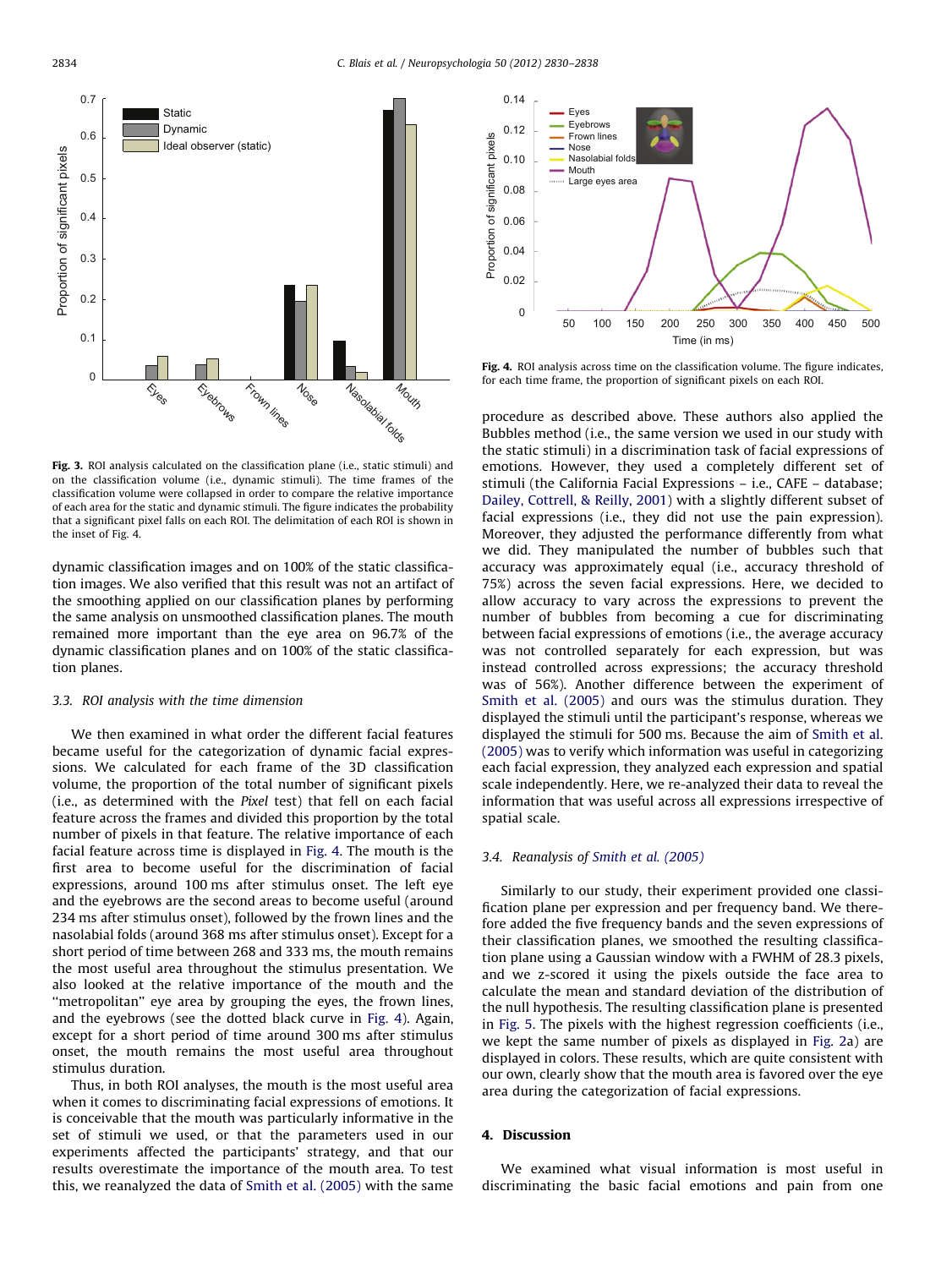Fig. 3. ROI analysis calculated on the classification plane (i.e., static stimuli) and on the classification volume (i.e., dynamic stimuli). The time frames of the classification volume were collapsed in order to compare the relative importance of each area for the static and dynamic stimuli. The figure indicates the probability that a significant pixel falls on each ROI. The delimitation of each ROI is shown in the inset of Fig. 4.

dynamic classification images and on 100% of the static classification images. We also verified that this result was not an artifact of the smoothing applied on our classification planes by performing the same analysis on unsmoothed classification planes. The mouth remained more important than the eye area on 96.7% of the dynamic classification planes and on 100% of the static classification planes.

### 3.3. ROI analysis with the time dimension

We then examined in what order the different facial features became useful for the categorization of dynamic facial expressions. We calculated for each frame of the 3D classification volume, the proportion of the total number of significant pixels (i.e., as determined with the *Pixel* test) that fell on each facial feature across the frames and divided this proportion by the total number of pixels in that feature. The relative importance of each facial feature across time is displayed in Fig. 4. The mouth is the first area to become useful for the discrimination of facial expressions, around 100 ms after stimulus onset. The left eye and the eyebrows are the second areas to become useful (around 234 ms after stimulus onset), followed by the frown lines and the nasolabial folds (around 368 ms after stimulus onset). Except for a short period of time between 268 and 333 ms, the mouth remains the most useful area throughout the stimulus presentation. We also looked at the relative importance of the mouth and the "metropolitan" eye area by grouping the eyes, the frown lines, and the eyebrows (see the dotted black curve in Fig. 4). Again, except for a short period of time around 300 ms after stimulus onset, the mouth remains the most useful area throughout stimulus duration.

Thus, in both ROI analyses, the mouth is the most useful area when it comes to discriminating facial expressions of emotions. It is conceivable that the mouth was particularly informative in the set of stimuli we used, or that the parameters used in our experiments affected the participants' strategy, and that our results overestimate the importance of the mouth area. To test this, we reanalyzed the data of Smith et al. (2005) with the same

Fig. 4. ROI analysis across time on the classification volume. The figure indicates, for each time frame, the proportion of significant pixels on each ROI.

procedure as described above. These authors also applied the Bubbles method (i.e., the same version we used in our study with the static stimuli) in a discrimination task of facial expressions of emotions. However, they used a completely different set of stimuli (the California Facial Expressions – i.e., CAFE – database; Dailey, Cottrell, & Reilly, 2001) with a slightly different subset of facial expressions (i.e., they did not use the pain expression). Moreover, they adjusted the performance differently from what we did. They manipulated the number of bubbles such that accuracy was approximately equal (i.e., accuracy threshold of 75%) across the seven facial expressions. Here, we decided to allow accuracy to vary across the expressions to prevent the number of bubbles from becoming a cue for discriminating between facial expressions of emotions (i.e., the average accuracy was not controlled separately for each expression, but was instead controlled across expressions; the accuracy threshold was of 56%). Another difference between the experiment of Smith et al. (2005) and ours was the stimulus duration. They displayed the stimuli until the participant's response, whereas we displayed the stimuli for 500 ms. Because the aim of Smith et al. (2005) was to verify which information was useful in categorizing each facial expression, they analyzed each expression and spatial scale independently. Here, we re-analyzed their data to reveal the information that was useful across all expressions irrespective of spatial scale.

### 3.4. Reanalysis of Smith et al. (2005)

Similarly to our study, their experiment provided one classification plane per expression and per frequency band. We therefore added the five frequency bands and the seven expressions of their classification planes, we smoothed the resulting classification plane using a Gaussian window with a FWHM of 28.3 pixels, and we z-scored it using the pixels outside the face area to calculate the mean and standard deviation of the distribution of the null hypothesis. The resulting classification plane is presented in Fig. 5. The pixels with the highest regression coefficients (i.e., we kept the same number of pixels as displayed in Fig. 2a) are displayed in colors. These results, which are quite consistent with our own, clearly show that the mouth area is favored over the eye area during the categorization of facial expressions.

## 4. Discussion

We examined what visual information is most useful in discriminating the basic facial emotions and pain from one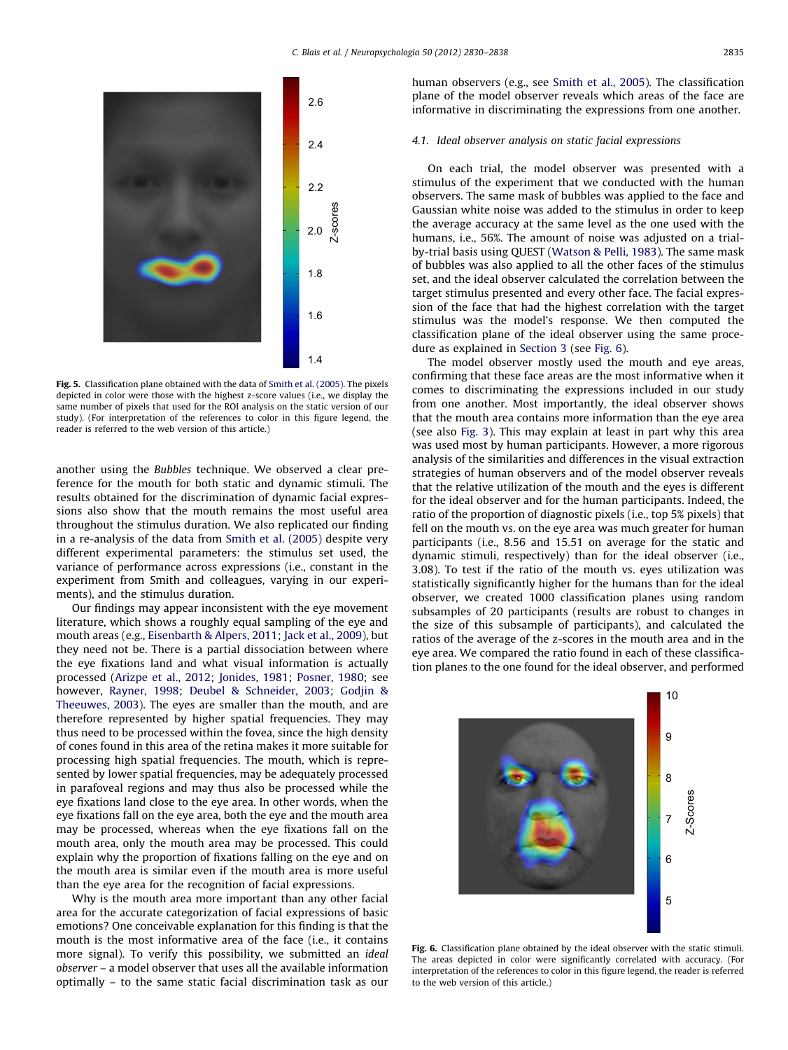2.6
2.4
2.2
2.0
1.8
1.6
1.4
Z-scores

**Fig. 5.** Classification plane obtained with the data of Smith et al. (2005). The pixels depicted in color were those with the highest z-score values (i.e., we display the same number of pixels that used for the ROI analysis on the static version of our study). (For interpretation of the references to color in this figure legend, the reader is referred to the web version of this article.)

another using the *Bubbles* technique. We observed a clear preference for the mouth for both static and dynamic stimuli. The results obtained for the discrimination of dynamic facial expressions also show that the mouth remains the most useful area throughout the stimulus duration. We also replicated our finding in a re-analysis of the data from Smith et al. (2005) despite very different experimental parameters: the stimulus set used, the variance of performance across expressions (i.e., constant in the experiment from Smith and colleagues, varying in our experiments), and the stimulus duration.

Our findings may appear inconsistent with the eye movement literature, which shows a roughly equal sampling of the eye and mouth areas (e.g., Eisenbarth & Alpers, 2011; Jack et al., 2009), but they need not be. There is a partial dissociation between where the eye fixations land and what visual information is actually processed (Arizpe et al., 2012; Jonides, 1981; Posner, 1980; see however, Rayner, 1998; Deubel & Schneider, 2003; Godjin & Theeuwes, 2003). The eyes are smaller than the mouth, and are therefore represented by higher spatial frequencies. They may thus need to be processed within the fovea, since the high density of cones found in this area of the retina makes it more suitable for processing high spatial frequencies. The mouth, which is represented by lower spatial frequencies, may be adequately processed in parafoveal regions and may thus also be processed while the eye fixations land close to the eye area. In other words, when the eye fixations fall on the eye area, both the eye and the mouth area may be processed, whereas when the eye fixations fall on the mouth area, only the mouth area may be processed. This could explain why the proportion of fixations falling on the eye and on the mouth area is similar even if the mouth area is more useful than the eye area for the recognition of facial expressions.

Why is the mouth area more important than any other facial area for the accurate categorization of facial expressions of basic emotions? One conceivable explanation for this finding is that the mouth is the most informative area of the face (i.e., it contains more signal). To verify this possibility, we submitted an *ideal observer* – a model observer that uses all the available information optimally – to the same static facial discrimination task as our human observers (e.g., see Smith et al., 2005). The classification plane of the model observer reveals which areas of the face are informative in discriminating the expressions from one another.

### *4.1. Ideal observer analysis on static facial expressions*

On each trial, the model observer was presented with a stimulus of the experiment that we conducted with the human observers. The same mask of bubbles was applied to the face and Gaussian white noise was added to the stimulus in order to keep the average accuracy at the same level as the one used with the humans, i.e., 56%. The amount of noise was adjusted on a trial-by-trial basis using QUEST (Watson & Pelli, 1983). The same mask of bubbles was also applied to all the other faces of the stimulus set, and the ideal observer calculated the correlation between the target stimulus presented and every other face. The facial expression of the face that had the highest correlation with the target stimulus was the model's response. We then computed the classification plane of the ideal observer using the same procedure as explained in Section 3 (see Fig. 6).

The model observer mostly used the mouth and eye areas, confirming that these face areas are the most informative when it comes to discriminating the expressions included in our study from one another. Most importantly, the ideal observer shows that the mouth area contains more information than the eye area (see also Fig. 3). This may explain at least in part why this area was used most by human participants. However, a more rigorous analysis of the similarities and differences in the visual extraction strategies of human observers and of the model observer reveals that the relative utilization of the mouth and the eyes is different for the ideal observer and for the human participants. Indeed, the ratio of the proportion of diagnostic pixels (i.e., top 5% pixels) that fell on the mouth vs. on the eye area was much greater for human participants (i.e., 8.56 and 15.51 on average for the static and dynamic stimuli, respectively) than for the ideal observer (i.e., 3.08). To test if the ratio of the mouth vs. eyes utilization was statistically significantly higher for the humans than for the ideal observer, we created 1000 classification planes using random subsamples of 20 participants (results are robust to changes in the size of this subsample of participants), and calculated the ratios of the average of the z-scores in the mouth area and in the eye area. We compared the ratio found in each of these classification planes to the one found for the ideal observer, and performed

10
9
8
7
6
5
Z-Scores

**Fig. 6.** Classification plane obtained by the ideal observer with the static stimuli. The areas depicted in color were significantly correlated with accuracy. (For interpretation of the references to color in this figure legend, the reader is referred to the web version of this article.)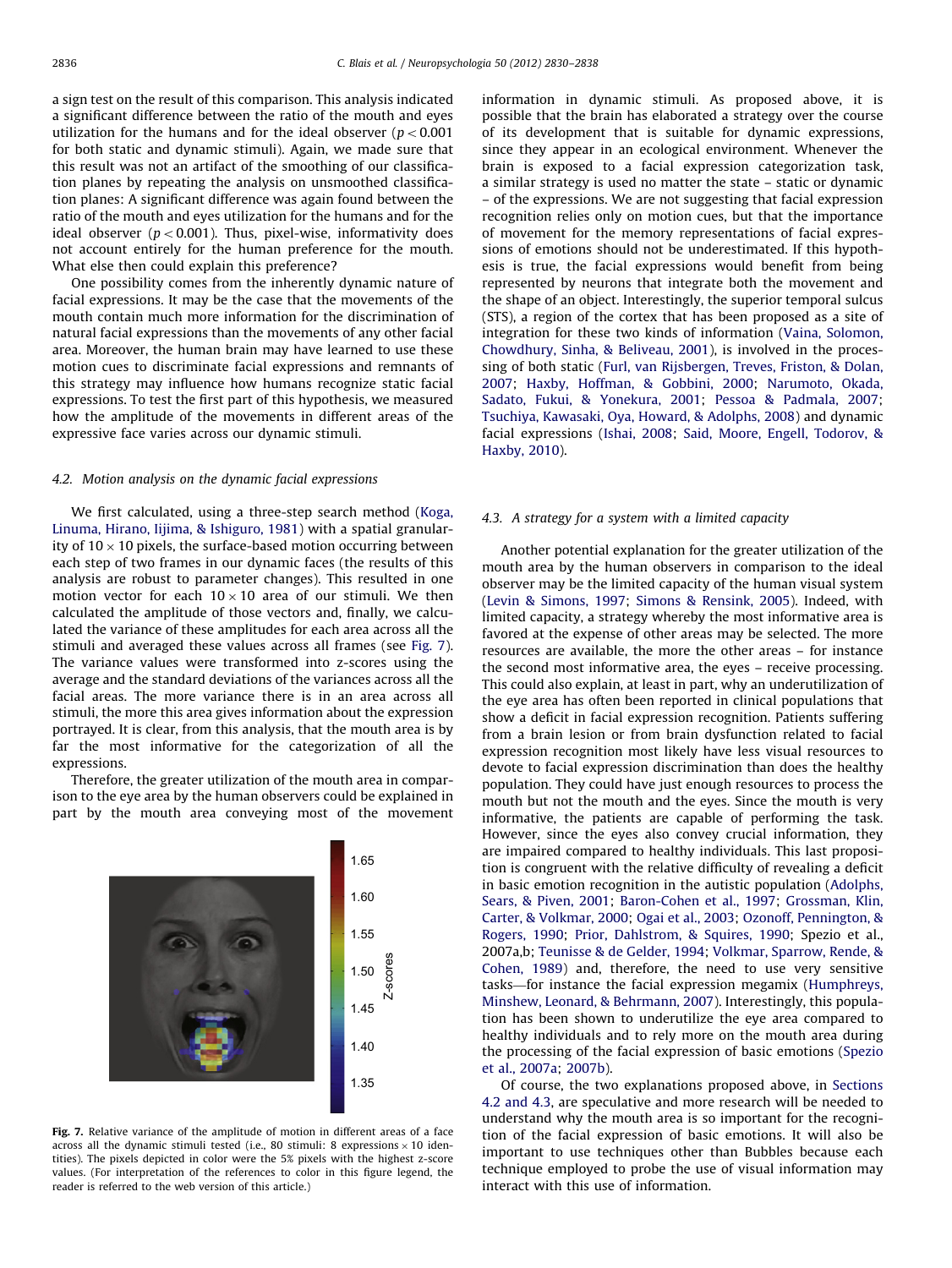a sign test on the result of this comparison. This analysis indicated a significant difference between the ratio of the mouth and eyes utilization for the humans and for the ideal observer ($p < 0.001$ for both static and dynamic stimuli). Again, we made sure that this result was not an artifact of the smoothing of our classification planes by repeating the analysis on unsmoothed classification planes: A significant difference was again found between the ratio of the mouth and eyes utilization for the humans and for the ideal observer ($p < 0.001$). Thus, pixel-wise, informativity does not account entirely for the human preference for the mouth. What else then could explain this preference?

One possibility comes from the inherently dynamic nature of facial expressions. It may be the case that the movements of the mouth contain much more information for the discrimination of natural facial expressions than the movements of any other facial area. Moreover, the human brain may have learned to use these motion cues to discriminate facial expressions and remnants of this strategy may influence how humans recognize static facial expressions. To test the first part of this hypothesis, we measured how the amplitude of the movements in different areas of the expressive face varies across our dynamic stimuli.

### 4.2. Motion analysis on the dynamic facial expressions

We first calculated, using a three-step search method (Koga, Linuma, Hirano, Iijima, & Ishiguro, 1981) with a spatial granularity of $10 \times 10$ pixels, the surface-based motion occurring between each step of two frames in our dynamic faces (the results of this analysis are robust to parameter changes). This resulted in one motion vector for each $10 \times 10$ area of our stimuli. We then calculated the amplitude of those vectors and, finally, we calculated the variance of these amplitudes for each area across all the stimuli and averaged these values across all frames (see Fig. 7). The variance values were transformed into z-scores using the average and the standard deviations of the variances across all the facial areas. The more variance there is in an area across all stimuli, the more this area gives information about the expression portrayed. It is clear, from this analysis, that the mouth area is by far the most informative for the categorization of all the expressions.

Therefore, the greater utilization of the mouth area in comparison to the eye area by the human observers could be explained in part by the mouth area conveying most of the movement information in dynamic stimuli. As proposed above, it is possible that the brain has elaborated a strategy over the course of its development that is suitable for dynamic expressions, since they appear in an ecological environment. Whenever the brain is exposed to a facial expression categorization task, a similar strategy is used no matter the state – static or dynamic – of the expressions. We are not suggesting that facial expression recognition relies only on motion cues, but that the importance of movement for the memory representations of facial expressions of emotions should not be underestimated. If this hypothesis is true, the facial expressions would benefit from being represented by neurons that integrate both the movement and the shape of an object. Interestingly, the superior temporal sulcus (STS), a region of the cortex that has been proposed as a site of integration for these two kinds of information (Vaina, Solomon, Chowdhury, Sinha, & Beliveau, 2001), is involved in the processing of both static (Furl, van Rijsbergen, Treves, Friston, & Dolan, 2007; Haxby, Hoffman, & Gobbini, 2000; Narumoto, Okada, Sadato, Fukui, & Yonekura, 2001; Pessoa & Padmala, 2007; Tsuchiya, Kawasaki, Oya, Howard, & Adolphs, 2008) and dynamic facial expressions (Ishai, 2008; Said, Moore, Engell, Todorov, & Haxby, 2010).

1.65
1.60
1.55
1.50
1.45
1.40
1.35
Z-scores

**Fig. 7.** Relative variance of the amplitude of motion in different areas of a face across all the dynamic stimuli tested (i.e., 80 stimuli: 8 expressions × 10 identities). The pixels depicted in color were the 5% pixels with the highest z-score values. (For interpretation of the references to color in this figure legend, the reader is referred to the web version of this article.)

### 4.3. A strategy for a system with a limited capacity

Another potential explanation for the greater utilization of the mouth area by the human observers in comparison to the ideal observer may be the limited capacity of the human visual system (Levin & Simons, 1997; Simons & Rensink, 2005). Indeed, with limited capacity, a strategy whereby the most informative area is favored at the expense of other areas may be selected. The more resources are available, the more the other areas – for instance the second most informative area, the eyes – receive processing. This could also explain, at least in part, why an underutilization of the eye area has often been reported in clinical populations that show a deficit in facial expression recognition. Patients suffering from a brain lesion or from brain dysfunction related to facial expression recognition most likely have less visual resources to devote to facial expression discrimination than does the healthy population. They could have just enough resources to process the mouth but not the mouth and the eyes. Since the mouth is very informative, the patients are capable of performing the task. However, since the eyes also convey crucial information, they are impaired compared to healthy individuals. This last proposition is congruent with the relative difficulty of revealing a deficit in basic emotion recognition in the autistic population (Adolphs, Sears, & Piven, 2001; Baron-Cohen et al., 1997; Grossman, Klin, Carter, & Volkmar, 2000; Ogai et al., 2003; Ozonoff, Pennington, & Rogers, 1990; Prior, Dahlstrom, & Squires, 1990; Spezio et al., 2007a,b; Teunisse & de Gelder, 1994; Volkmar, Sparrow, Rende, & Cohen, 1989) and, therefore, the need to use very sensitive tasks—for instance the facial expression megamix (Humphreys, Minshew, Leonard, & Behrmann, 2007). Interestingly, this population has been shown to underutilize the eye area compared to healthy individuals and to rely more on the mouth area during the processing of the facial expression of basic emotions (Spezio et al., 2007a; 2007b).

Of course, the two explanations proposed above, in Sections 4.2 and 4.3, are speculative and more research will be needed to understand why the mouth area is so important for the recognition of the facial expression of basic emotions. It will also be important to use techniques other than Bubbles because each technique employed to probe the use of visual information may interact with this use of information.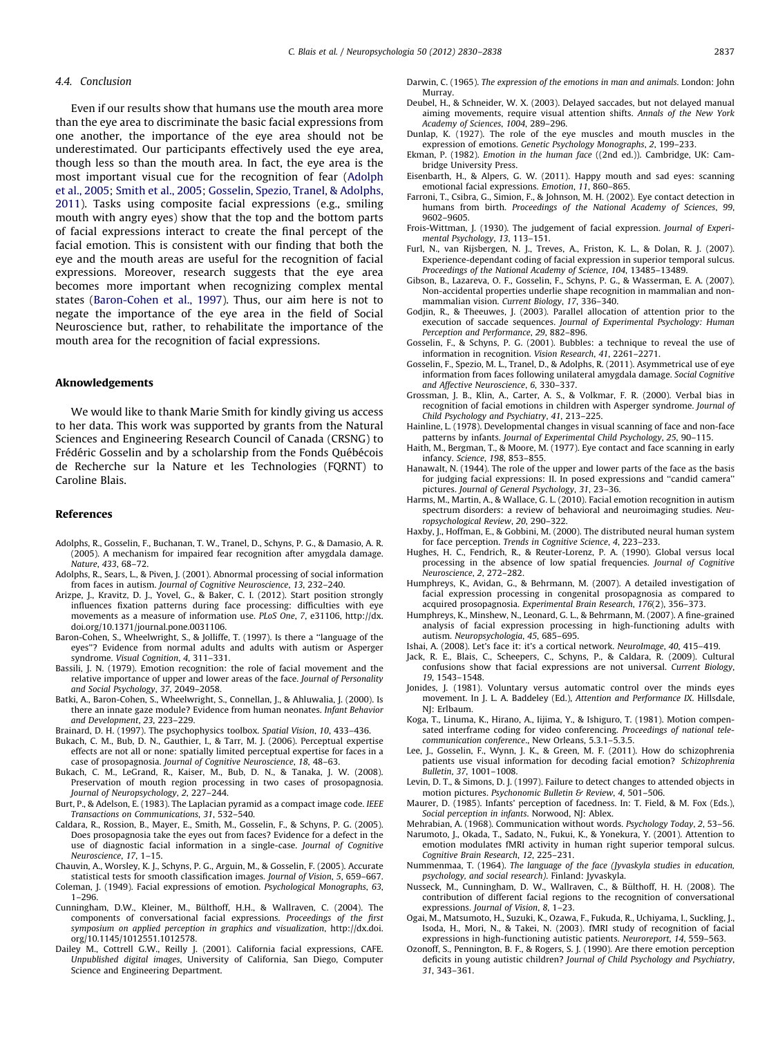### 4.4. Conclusion

Even if our results show that humans use the mouth area more than the eye area to discriminate the basic facial expressions from one another, the importance of the eye area should not be underestimated. Our participants effectively used the eye area, though less so than the mouth area. In fact, the eye area is the most important visual cue for the recognition of fear (Adolph et al., 2005; Smith et al., 2005; Gosselin, Spezio, Tranel, & Adolphs, 2011). Tasks using composite facial expressions (e.g., smiling mouth with angry eyes) show that the top and the bottom parts of facial expressions interact to create the final percept of the facial emotion. This is consistent with our finding that both the eye and the mouth areas are useful for the recognition of facial expressions. Moreover, research suggests that the eye area becomes more important when recognizing complex mental states (Baron-Cohen et al., 1997). Thus, our aim here is not to negate the importance of the eye area in the field of Social Neuroscience but, rather, to rehabilitate the importance of the mouth area for the recognition of facial expressions.

## Aknowledgements

We would like to thank Marie Smith for kindly giving us access to her data. This work was supported by grants from the Natural Sciences and Engineering Research Council of Canada (CRSNG) to Frédéric Gosselin and by a scholarship from the Fonds Québécois de Recherche sur la Nature et les Technologies (FQRNT) to Caroline Blais.

## References

Adolphs, R., Gosselin, F., Buchanan, T. W., Tranel, D., Schyns, P. G., & Damasio, A. R. (2005). A mechanism for impaired fear recognition after amygdala damage. *Nature*, *433*, 68–72.

Adolphs, R., Sears, L., & Piven, J. (2001). Abnormal processing of social information from faces in autism. *Journal of Cognitive Neuroscience*, *13*, 232–240.

Arizpe, J., Kravitz, D. J., Yovel, G., & Baker, C. I. (2012). Start position strongly influences fixation patterns during face processing: difficulties with eye movements as a measure of information use. *PLoS One*, *7*, e31106, http://dx.doi.org/10.1371/journal.pone.0031106.

Baron-Cohen, S., Wheelwright, S., & Jolliffe, T. (1997). Is there a ''language of the eyes''? Evidence from normal adults and adults with autism or Asperger syndrome. *Visual Cognition*, *4*, 311–331.

Bassili, J. N. (1979). Emotion recognition: the role of facial movement and the relative importance of upper and lower areas of the face. *Journal of Personality and Social Psychology*, *37*, 2049–2058.

Batki, A., Baron-Cohen, S., Wheelwright, S., Connellan, J., & Ahluwalia, J. (2000). Is there an innate gaze module? Evidence from human neonates. *Infant Behavior and Development*, *23*, 223–229.

Brainard, D. H. (1997). The psychophysics toolbox. *Spatial Vision*, *10*, 433–436.

Bukach, C. M., Bub, D. N., Gauthier, I., & Tarr, M. J. (2006). Perceptual expertise effects are not all or none: spatially limited perceptual expertise for faces in a case of prosopagnosia. *Journal of Cognitive Neuroscience*, *18*, 48–63.

Bukach, C. M., LeGrand, R., Kaiser, M., Bub, D. N., & Tanaka, J. W. (2008). Preservation of mouth region processing in two cases of prosopagnosia. *Journal of Neuropsychology*, *2*, 227–244.

Burt, P., & Adelson, E. (1983). The Laplacian pyramid as a compact image code. *IEEE Transactions on Communications*, *31*, 532–540.

Caldara, R., Rossion, B., Mayer, E., Smith, M., Gosselin, F., & Schyns, P. G. (2005). Does prosopagnosia take the eyes out from faces? Evidence for a defect in the use of diagnostic facial information in a single-case. *Journal of Cognitive Neuroscience*, *17*, 1–15.

Chauvin, A., Worsley, K. J., Schyns, P. G., Arguin, M., & Gosselin, F. (2005). Accurate statistical tests for smooth classification images. *Journal of Vision*, *5*, 659–667.

Coleman, J. (1949). Facial expressions of emotion. *Psychological Monographs*, *63*, 1–296.

Cunningham, D.W., Kleiner, M., Bülthoff, H.H., & Wallraven, C. (2004). The components of conversational facial expressions. *Proceedings of the first symposium on applied perception in graphics and visualization*, http://dx.doi.org/10.1145/1012551.1012578.

Dailey M., Cottrell G.W., Reilly J. (2001). California facial expressions, CAFE. *Unpublished digital images*, University of California, San Diego, Computer Science and Engineering Department.

Darwin, C. (1965). *The expression of the emotions in man and animals*. London: John Murray.

Deubel, H., & Schneider, W. X. (2003). Delayed saccades, but not delayed manual aiming movements, require visual attention shifts. *Annals of the New York Academy of Sciences*, *1004*, 289–296.

Dunlap, K. (1927). The role of the eye muscles and mouth muscles in the expression of emotions. *Genetic Psychology Monographs*, *2*, 199–233.

Ekman, P. (1982). *Emotion in the human face* ((2nd ed.)). Cambridge, UK: Cambridge University Press.

Eisenbarth, H., & Alpers, G. W. (2011). Happy mouth and sad eyes: scanning emotional facial expressions. *Emotion*, *11*, 860–865.

Farroni, T., Csibra, G., Simion, F., & Johnson, M. H. (2002). Eye contact detection in humans from birth. *Proceedings of the National Academy of Sciences*, *99*, 9602–9605.

Frois-Wittman, J. (1930). The judgement of facial expression. *Journal of Experimental Psychology*, *13*, 113–151.

Furl, N., van Rijsbergen, N. J., Treves, A., Friston, K. L., & Dolan, R. J. (2007). Experience-dependant coding of facial expression in superior temporal sulcus. *Proceedings of the National Academy of Science*, *104*, 13485–13489.

Gibson, B., Lazareva, O. F., Gosselin, F., Schyns, P. G., & Wasserman, E. A. (2007). Non-accidental properties underlie shape recognition in mammalian and non-mammalian vision. *Current Biology*, *17*, 336–340.

Godjin, R., & Theeuwes, J. (2003). Parallel allocation of attention prior to the execution of saccade sequences. *Journal of Experimental Psychology: Human Perception and Performance*, *29*, 882–896.

Gosselin, F., & Schyns, P. G. (2001). Bubbles: a technique to reveal the use of information in recognition. *Vision Research*, *41*, 2261–2271.

Gosselin, F., Spezio, M. L., Tranel, D., & Adolphs, R. (2011). Asymmetrical use of eye information from faces following unilateral amygdala damage. *Social Cognitive and Affective Neuroscience*, *6*, 330–337.

Grossman, J. B., Klin, A., Carter, A. S., & Volkmar, F. R. (2000). Verbal bias in recognition of facial emotions in children with Asperger syndrome. *Journal of Child Psychology and Psychiatry*, *41*, 213–225.

Hainline, L. (1978). Developmental changes in visual scanning of face and non-face patterns by infants. *Journal of Experimental Child Psychology*, *25*, 90–115.

Haith, M., Bergman, T., & Moore, M. (1977). Eye contact and face scanning in early infancy. *Science*, *198*, 853–855.

Hanawalt, N. (1944). The role of the upper and lower parts of the face as the basis for judging facial expressions: II. In posed expressions and ''candid camera'' pictures. *Journal of General Psychology*, *31*, 23–36.

Harms, M., Martin, A., & Wallace, G. L. (2010). Facial emotion recognition in autism spectrum disorders: a review of behavioral and neuroimaging studies. *Neuropsychological Review*, *20*, 290–322.

Haxby, J., Hoffman, E., & Gobbini, M. (2000). The distributed neural human system for face perception. *Trends in Cognitive Science*, *4*, 223–233.

Hughes, H. C., Fendrich, R., & Reuter-Lorenz, P. A. (1990). Global versus local processing in the absence of low spatial frequencies. *Journal of Cognitive Neuroscience*, *2*, 272–282.

Humphreys, K., Avidan, G., & Behrmann, M. (2007). A detailed investigation of facial expression processing in congenital prosopagnosia as compared to acquired prosopagnosia. *Experimental Brain Research*, *176*(2), 356–373.

Humphreys, K., Minshew, N., Leonard, G. L., & Behrmann, M. (2007). A fine-grained analysis of facial expression processing in high-functioning adults with autism. *Neuropsychologia*, *45*, 685–695.

Ishai, A. (2008). Let's face it: it's a cortical network. *NeuroImage*, *40*, 415–419.

Jack, R. E., Blais, C., Scheepers, C., Schyns, P., & Caldara, R. (2009). Cultural confusions show that facial expressions are not universal. *Current Biology*, *19*, 1543–1548.

Jonides, J. (1981). Voluntary versus automatic control over the minds eyes movement. In J. L. A. Baddeley (Ed.), *Attention and Performance IX*. Hillsdale, NJ: Erlbaum.

Koga, T., Linuma, K., Hirano, A., Iijima, Y., & Ishiguro, T. (1981). Motion compensated interframe coding for video conferencing. *Proceedings of national telecommunication conference*., New Orleans, 5.3.1–5.3.5.

Lee, J., Gosselin, F., Wynn, J. K., & Green, M. F. (2011). How do schizophrenia patients use visual information for decoding facial emotion? *Schizophrenia Bulletin*, *37*, 1001–1008.

Levin, D. T., & Simons, D. J. (1997). Failure to detect changes to attended objects in motion pictures. *Psychonomic Bulletin & Review*, *4*, 501–506.

Maurer, D. (1985). Infants' perception of facedness. In: T. Field, & M. Fox (Eds.), *Social perception in infants*. Norwood, NJ: Ablex.

Mehrabian, A. (1968). Communication without words. *Psychology Today*, *2*, 53–56.

Narumoto, J., Okada, T., Sadato, N., Fukui, K., & Yonekura, Y. (2001). Attention to emotion modulates fMRI activity in human right superior temporal sulcus. *Cognitive Brain Research*, *12*, 225–231.

Nummenmaa, T. (1964). *The language of the face (Jyvaskyla studies in education, psychology, and social research)*. Finland: Jyvaskyla.

Nusseck, M., Cunningham, D. W., Wallraven, C., & Bülthoff, H. H. (2008). The contribution of different facial regions to the recognition of conversational expressions. *Journal of Vision*, *8*, 1–23.

Ogai, M., Matsumoto, H., Suzuki, K., Ozawa, F., Fukuda, R., Uchiyama, I., Suckling, J., Isoda, H., Mori, N., & Takei, N. (2003). fMRI study of recognition of facial expressions in high-functioning autistic patients. *Neuroreport*, *14*, 559–563.

Ozonoff, S., Pennington, B. F., & Rogers, S. J. (1990). Are there emotion perception deficits in young autistic children? *Journal of Child Psychology and Psychiatry*, *31*, 343–361.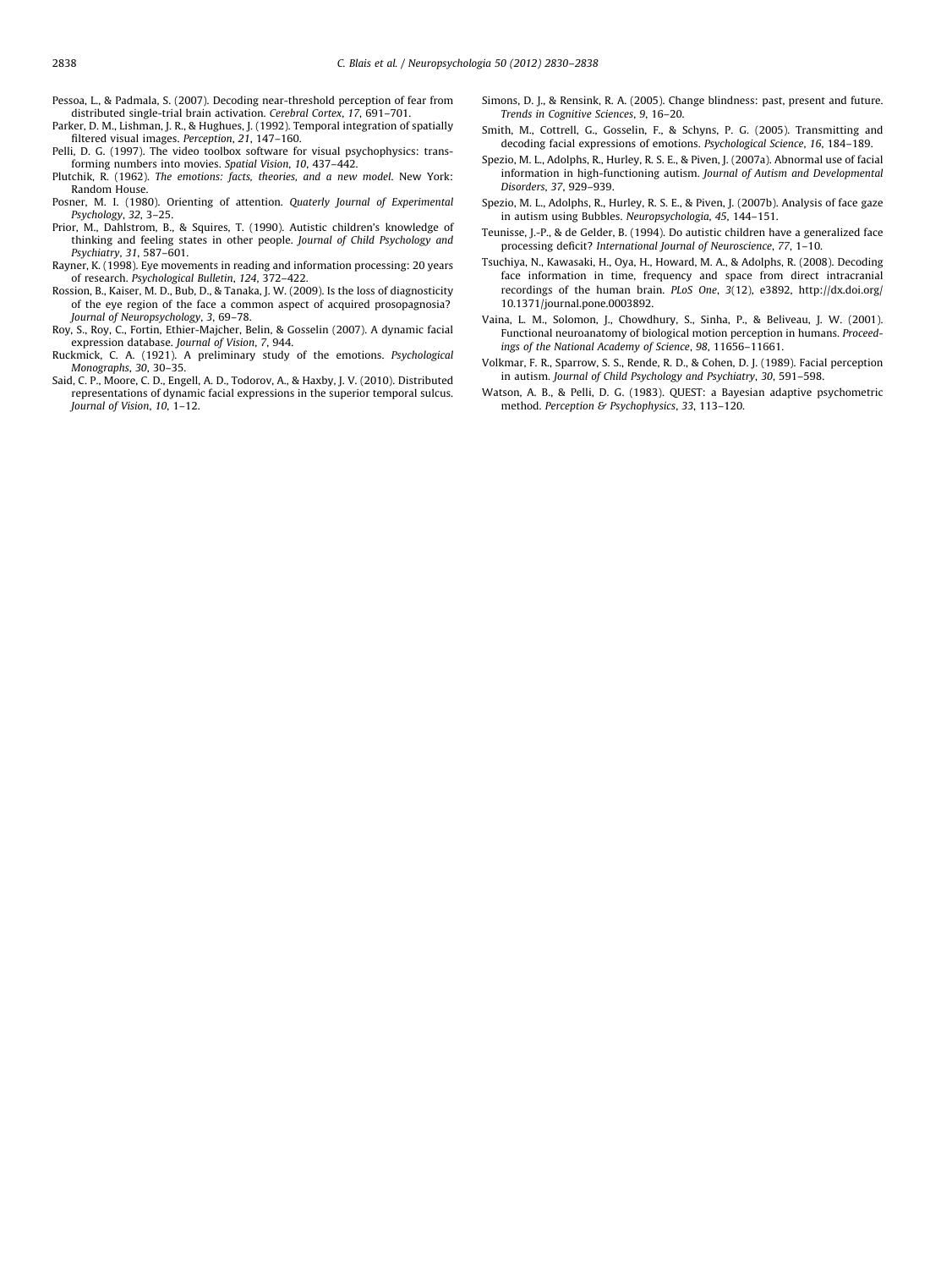Pessoa, L., & Padmala, S. (2007). Decoding near-threshold perception of fear from distributed single-trial brain activation. *Cerebral Cortex*, *17*, 691–701.

Parker, D. M., Lishman, J. R., & Hughues, J. (1992). Temporal integration of spatially filtered visual images. *Perception*, *21*, 147–160.

Pelli, D. G. (1997). The video toolbox software for visual psychophysics: transforming numbers into movies. *Spatial Vision*, *10*, 437–442.

Plutchik, R. (1962). *The emotions: facts, theories, and a new model*. New York: Random House.

Posner, M. I. (1980). Orienting of attention. *Quaterly Journal of Experimental Psychology*, *32*, 3–25.

Prior, M., Dahlstrom, B., & Squires, T. (1990). Autistic children's knowledge of thinking and feeling states in other people. *Journal of Child Psychology and Psychiatry*, *31*, 587–601.

Rayner, K. (1998). Eye movements in reading and information processing: 20 years of research. *Psychological Bulletin*, *124*, 372–422.

Rossion, B., Kaiser, M. D., Bub, D., & Tanaka, J. W. (2009). Is the loss of diagnosticity of the eye region of the face a common aspect of acquired prosopagnosia? *Journal of Neuropsychology*, *3*, 69–78.

Roy, S., Roy, C., Fortin, Ethier-Majcher, Belin, & Gosselin (2007). A dynamic facial expression database. *Journal of Vision*, *7*, 944.

Ruckmick, C. A. (1921). A preliminary study of the emotions. *Psychological Monographs*, *30*, 30–35.

Said, C. P., Moore, C. D., Engell, A. D., Todorov, A., & Haxby, J. V. (2010). Distributed representations of dynamic facial expressions in the superior temporal sulcus. *Journal of Vision*, *10*, 1–12.

Simons, D. J., & Rensink, R. A. (2005). Change blindness: past, present and future. *Trends in Cognitive Sciences*, *9*, 16–20.

Smith, M., Cottrell, G., Gosselin, F., & Schyns, P. G. (2005). Transmitting and decoding facial expressions of emotions. *Psychological Science*, *16*, 184–189.

Spezio, M. L., Adolphs, R., Hurley, R. S. E., & Piven, J. (2007a). Abnormal use of facial information in high-functioning autism. *Journal of Autism and Developmental Disorders*, *37*, 929–939.

Spezio, M. L., Adolphs, R., Hurley, R. S. E., & Piven, J. (2007b). Analysis of face gaze in autism using Bubbles. *Neuropsychologia*, *45*, 144–151.

Teunisse, J.-P., & de Gelder, B. (1994). Do autistic children have a generalized face processing deficit? *International Journal of Neuroscience*, *77*, 1–10.

Tsuchiya, N., Kawasaki, H., Oya, H., Howard, M. A., & Adolphs, R. (2008). Decoding face information in time, frequency and space from direct intracranial recordings of the human brain. *PLoS One*, *3*(12), e3892, http://dx.doi.org/10.1371/journal.pone.0003892.

Vaina, L. M., Solomon, J., Chowdhury, S., Sinha, P., & Beliveau, J. W. (2001). Functional neuroanatomy of biological motion perception in humans. *Proceedings of the National Academy of Science*, *98*, 11656–11661.

Volkmar, F. R., Sparrow, S. S., Rende, R. D., & Cohen, D. J. (1989). Facial perception in autism. *Journal of Child Psychology and Psychiatry*, *30*, 591–598.

Watson, A. B., & Pelli, D. G. (1983). QUEST: a Bayesian adaptive psychometric method. *Perception & Psychophysics*, *33*, 113–120.